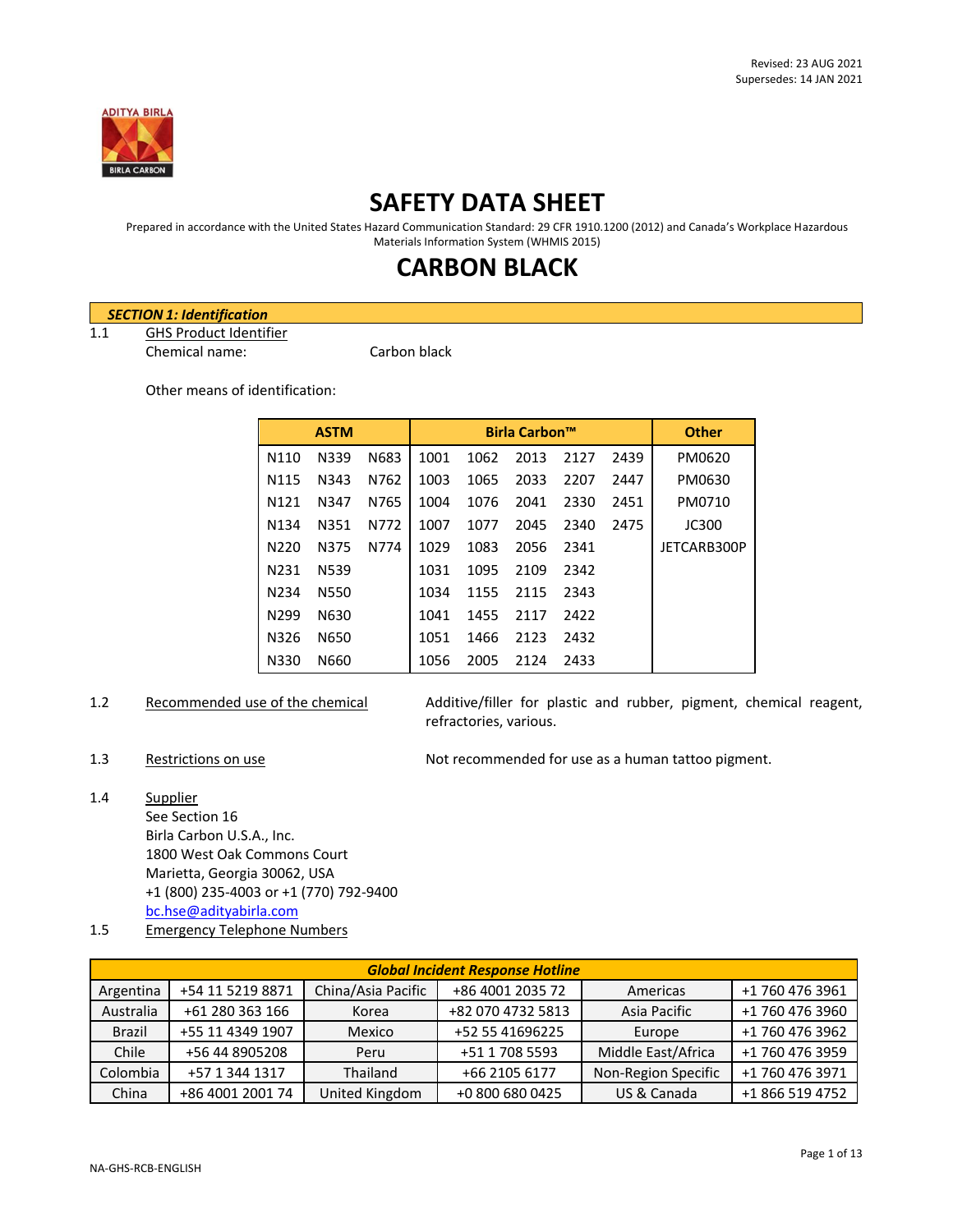Revised: 23 AUG 2021
Supersedes: 14 JAN 2021

# SAFETY DATA SHEET

Prepared in accordance with the United States Hazard Communication Standard: 29 CFR 1910.1200 (2012) and Canada's Workplace Hazardous Materials Information System (WHMIS 2015)

# CARBON BLACK

## *SECTION 1: Identification*

1.1 GHS Product Identifier

Chemical name: Carbon black

Other means of identification:

| ASTM | | | Birla Carbon™ | | | | | Other |
|---|---|---|---|---|---|---|---|---|
| N110 | N339 | N683 | 1001 | 1062 | 2013 | 2127 | 2439 | PM0620 |
| N115 | N343 | N762 | 1003 | 1065 | 2033 | 2207 | 2447 | PM0630 |
| N121 | N347 | N765 | 1004 | 1076 | 2041 | 2330 | 2451 | PM0710 |
| N134 | N351 | N772 | 1007 | 1077 | 2045 | 2340 | 2475 | JC300 |
| N220 | N375 | N774 | 1029 | 1083 | 2056 | 2341 | | JETCARB300P |
| N231 | N539 | | 1031 | 1095 | 2109 | 2342 | | |
| N234 | N550 | | 1034 | 1155 | 2115 | 2343 | | |
| N299 | N630 | | 1041 | 1455 | 2117 | 2422 | | |
| N326 | N650 | | 1051 | 1466 | 2123 | 2432 | | |
| N330 | N660 | | 1056 | 2005 | 2124 | 2433 | | |

1.2 Recommended use of the chemical: Additive/filler for plastic and rubber, pigment, chemical reagent, refractories, various.

1.3 Restrictions on use: Not recommended for use as a human tattoo pigment.

1.4 Supplier

See Section 16
Birla Carbon U.S.A., Inc.
1800 West Oak Commons Court
Marietta, Georgia 30062, USA
+1 (800) 235-4003 or +1 (770) 792-9400
bc.hse@adityabirla.com

1.5 Emergency Telephone Numbers

| *Global Incident Response Hotline* | | | | | |
|---|---|---|---|---|---|
| Argentina | +54 11 5219 8871 | China/Asia Pacific | +86 4001 2035 72 | Americas | +1 760 476 3961 |
| Australia | +61 280 363 166 | Korea | +82 070 4732 5813 | Asia Pacific | +1 760 476 3960 |
| Brazil | +55 11 4349 1907 | Mexico | +52 55 41696225 | Europe | +1 760 476 3962 |
| Chile | +56 44 8905208 | Peru | +51 1 708 5593 | Middle East/Africa | +1 760 476 3959 |
| Colombia | +57 1 344 1317 | Thailand | +66 2105 6177 | Non-Region Specific | +1 760 476 3971 |
| China | +86 4001 2001 74 | United Kingdom | +0 800 680 0425 | US & Canada | +1 866 519 4752 |

NA-GHS-RCB-ENGLISH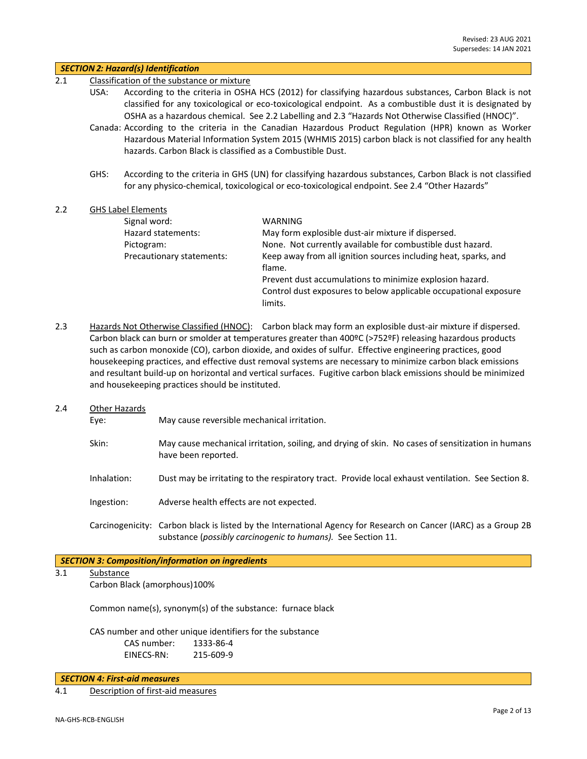## *SECTION 2: Hazard(s) Identification*

2.1 Classification of the substance or mixture

USA: According to the criteria in OSHA HCS (2012) for classifying hazardous substances, Carbon Black is not classified for any toxicological or eco-toxicological endpoint. As a combustible dust it is designated by OSHA as a hazardous chemical. See 2.2 Labelling and 2.3 "Hazards Not Otherwise Classified (HNOC)".

Canada: According to the criteria in the Canadian Hazardous Product Regulation (HPR) known as Worker Hazardous Material Information System 2015 (WHMIS 2015) carbon black is not classified for any health hazards. Carbon Black is classified as a Combustible Dust.

GHS: According to the criteria in GHS (UN) for classifying hazardous substances, Carbon Black is not classified for any physico-chemical, toxicological or eco-toxicological endpoint. See 2.4 "Other Hazards"

2.2 GHS Label Elements

| | |
|---|---|
| Signal word: | WARNING |
| Hazard statements: | May form explosible dust-air mixture if dispersed. |
| Pictogram: | None. Not currently available for combustible dust hazard. |
| Precautionary statements: | Keep away from all ignition sources including heat, sparks, and flame.<br>Prevent dust accumulations to minimize explosion hazard.<br>Control dust exposures to below applicable occupational exposure limits. |

2.3 Hazards Not Otherwise Classified (HNOC): Carbon black may form an explosible dust-air mixture if dispersed. Carbon black can burn or smolder at temperatures greater than 400ºC (>752ºF) releasing hazardous products such as carbon monoxide (CO), carbon dioxide, and oxides of sulfur. Effective engineering practices, good housekeeping practices, and effective dust removal systems are necessary to minimize carbon black emissions and resultant build-up on horizontal and vertical surfaces. Fugitive carbon black emissions should be minimized and housekeeping practices should be instituted.

2.4 Other Hazards

Eye: May cause reversible mechanical irritation.

Skin: May cause mechanical irritation, soiling, and drying of skin. No cases of sensitization in humans have been reported.

Inhalation: Dust may be irritating to the respiratory tract. Provide local exhaust ventilation. See Section 8.

Ingestion: Adverse health effects are not expected.

Carcinogenicity: Carbon black is listed by the International Agency for Research on Cancer (IARC) as a Group 2B substance (*possibly carcinogenic to humans).* See Section 11.

## *SECTION 3: Composition/information on ingredients*

3.1 Substance

Carbon Black (amorphous)100%

Common name(s), synonym(s) of the substance: furnace black

CAS number and other unique identifiers for the substance

CAS number: 1333-86-4
EINECS-RN: 215-609-9

## *SECTION 4: First-aid measures*

4.1 Description of first-aid measures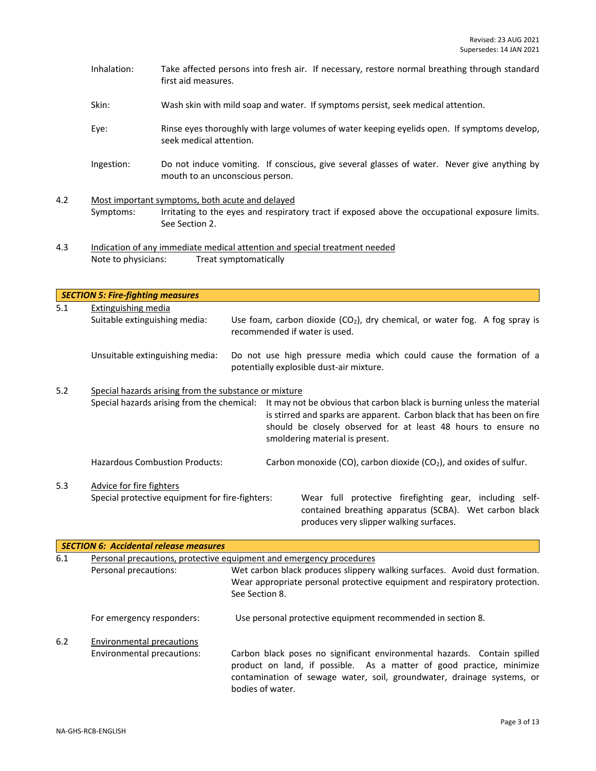Revised: 23 AUG 2021
Supersedes: 14 JAN 2021

Inhalation: Take affected persons into fresh air. If necessary, restore normal breathing through standard first aid measures.

Skin: Wash skin with mild soap and water. If symptoms persist, seek medical attention.

Eye: Rinse eyes thoroughly with large volumes of water keeping eyelids open. If symptoms develop, seek medical attention.

Ingestion: Do not induce vomiting. If conscious, give several glasses of water. Never give anything by mouth to an unconscious person.

4.2 Most important symptoms, both acute and delayed

Symptoms: Irritating to the eyes and respiratory tract if exposed above the occupational exposure limits. See Section 2.

4.3 Indication of any immediate medical attention and special treatment needed

Note to physicians: Treat symptomatically

## *SECTION 5: Fire-fighting measures*

5.1 Extinguishing media

Suitable extinguishing media: Use foam, carbon dioxide ($CO_2$), dry chemical, or water fog. A fog spray is recommended if water is used.

Unsuitable extinguishing media: Do not use high pressure media which could cause the formation of a potentially explosible dust-air mixture.

5.2 Special hazards arising from the substance or mixture

Special hazards arising from the chemical: It may not be obvious that carbon black is burning unless the material is stirred and sparks are apparent. Carbon black that has been on fire should be closely observed for at least 48 hours to ensure no smoldering material is present.

Hazardous Combustion Products: Carbon monoxide (CO), carbon dioxide ($CO_2$), and oxides of sulfur.

5.3 Advice for fire fighters

Special protective equipment for fire-fighters: Wear full protective firefighting gear, including self-contained breathing apparatus (SCBA). Wet carbon black produces very slipper walking surfaces.

## *SECTION 6: Accidental release measures*

6.1 Personal precautions, protective equipment and emergency procedures

Personal precautions: Wet carbon black produces slippery walking surfaces. Avoid dust formation. Wear appropriate personal protective equipment and respiratory protection. See Section 8.

For emergency responders: Use personal protective equipment recommended in section 8.

6.2 Environmental precautions

Environmental precautions: Carbon black poses no significant environmental hazards. Contain spilled product on land, if possible. As a matter of good practice, minimize contamination of sewage water, soil, groundwater, drainage systems, or bodies of water.

NA-GHS-RCB-ENGLISH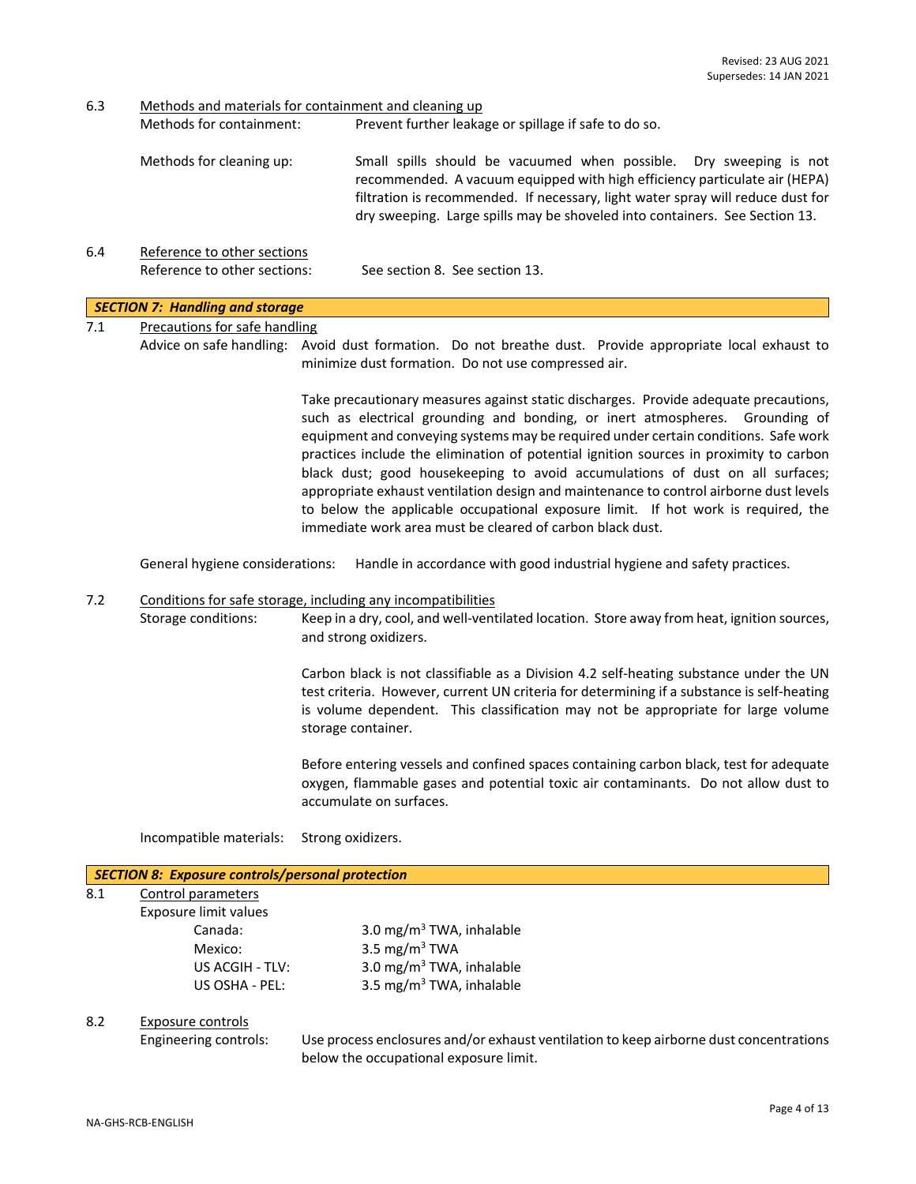Revised: 23 AUG 2021
Supersedes: 14 JAN 2021

**6.3 Methods and materials for containment and cleaning up**

Methods for containment: Prevent further leakage or spillage if safe to do so.

Methods for cleaning up: Small spills should be vacuumed when possible. Dry sweeping is not recommended. A vacuum equipped with high efficiency particulate air (HEPA) filtration is recommended. If necessary, light water spray will reduce dust for dry sweeping. Large spills may be shoveled into containers. See Section 13.

**6.4 Reference to other sections**

Reference to other sections: See section 8. See section 13.

## *SECTION 7: Handling and storage*

**7.1 Precautions for safe handling**

Advice on safe handling: Avoid dust formation. Do not breathe dust. Provide appropriate local exhaust to minimize dust formation. Do not use compressed air.

Take precautionary measures against static discharges. Provide adequate precautions, such as electrical grounding and bonding, or inert atmospheres. Grounding of equipment and conveying systems may be required under certain conditions. Safe work practices include the elimination of potential ignition sources in proximity to carbon black dust; good housekeeping to avoid accumulations of dust on all surfaces; appropriate exhaust ventilation design and maintenance to control airborne dust levels to below the applicable occupational exposure limit. If hot work is required, the immediate work area must be cleared of carbon black dust.

General hygiene considerations: Handle in accordance with good industrial hygiene and safety practices.

**7.2 Conditions for safe storage, including any incompatibilities**

Storage conditions: Keep in a dry, cool, and well-ventilated location. Store away from heat, ignition sources, and strong oxidizers.

Carbon black is not classifiable as a Division 4.2 self-heating substance under the UN test criteria. However, current UN criteria for determining if a substance is self-heating is volume dependent. This classification may not be appropriate for large volume storage container.

Before entering vessels and confined spaces containing carbon black, test for adequate oxygen, flammable gases and potential toxic air contaminants. Do not allow dust to accumulate on surfaces.

Incompatible materials: Strong oxidizers.

## *SECTION 8: Exposure controls/personal protection*

**8.1 Control parameters**

Exposure limit values

| | |
|---|---|
| Canada: | 3.0 mg/m$^3$ TWA, inhalable |
| Mexico: | 3.5 mg/m$^3$ TWA |
| US ACGIH - TLV: | 3.0 mg/m$^3$ TWA, inhalable |
| US OSHA - PEL: | 3.5 mg/m$^3$ TWA, inhalable |

**8.2 Exposure controls**

Engineering controls: Use process enclosures and/or exhaust ventilation to keep airborne dust concentrations below the occupational exposure limit.

NA-GHS-RCB-ENGLISH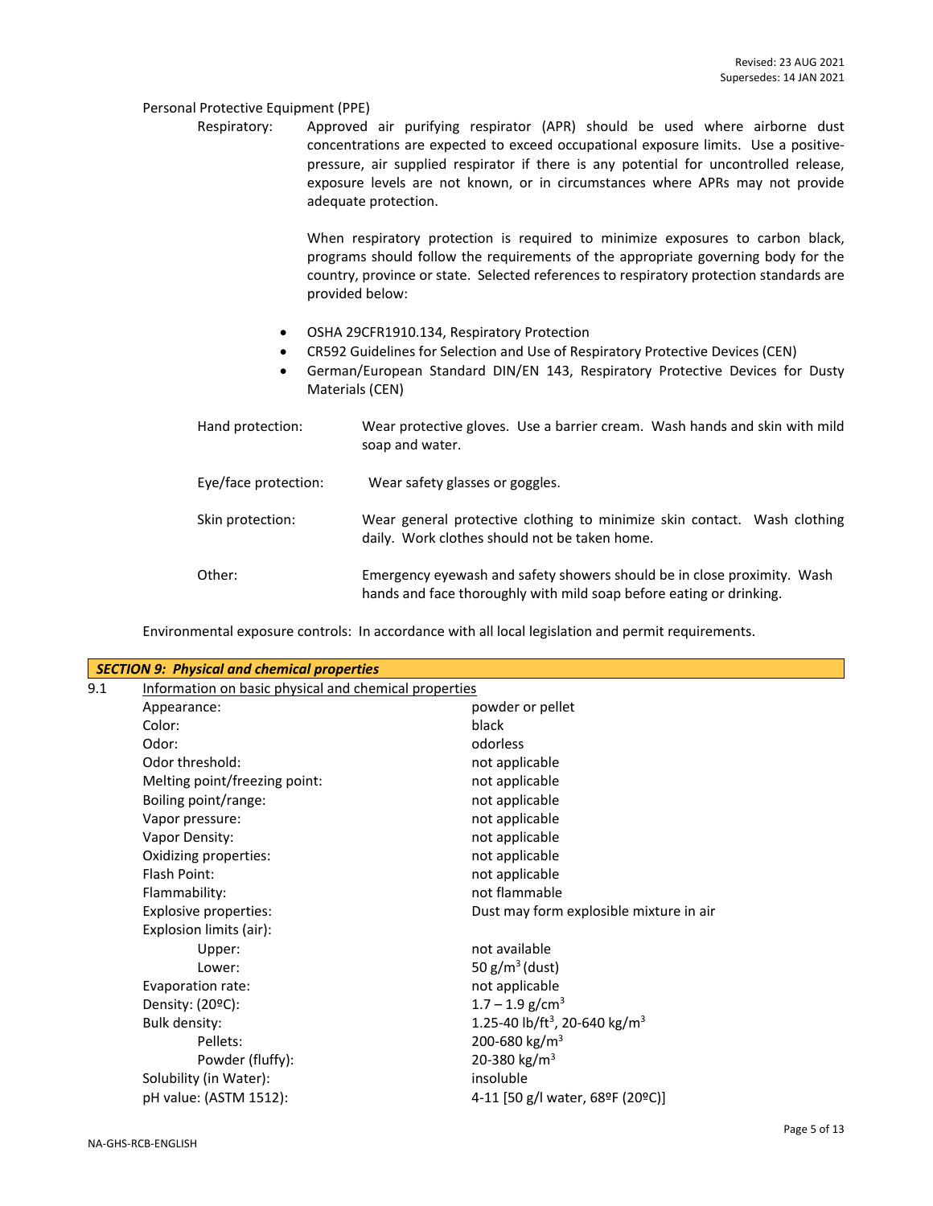Personal Protective Equipment (PPE)

Respiratory: Approved air purifying respirator (APR) should be used where airborne dust concentrations are expected to exceed occupational exposure limits. Use a positive-pressure, air supplied respirator if there is any potential for uncontrolled release, exposure levels are not known, or in circumstances where APRs may not provide adequate protection.

When respiratory protection is required to minimize exposures to carbon black, programs should follow the requirements of the appropriate governing body for the country, province or state. Selected references to respiratory protection standards are provided below:

- OSHA 29CFR1910.134, Respiratory Protection
- CR592 Guidelines for Selection and Use of Respiratory Protective Devices (CEN)
- German/European Standard DIN/EN 143, Respiratory Protective Devices for Dusty Materials (CEN)

Hand protection: Wear protective gloves. Use a barrier cream. Wash hands and skin with mild soap and water.

Eye/face protection: Wear safety glasses or goggles.

Skin protection: Wear general protective clothing to minimize skin contact. Wash clothing daily. Work clothes should not be taken home.

Other: Emergency eyewash and safety showers should be in close proximity. Wash hands and face thoroughly with mild soap before eating or drinking.

Environmental exposure controls: In accordance with all local legislation and permit requirements.

## *SECTION 9: Physical and chemical properties*

9.1 Information on basic physical and chemical properties

| Property | Value |
|---|---|
| Appearance: | powder or pellet |
| Color: | black |
| Odor: | odorless |
| Odor threshold: | not applicable |
| Melting point/freezing point: | not applicable |
| Boiling point/range: | not applicable |
| Vapor pressure: | not applicable |
| Vapor Density: | not applicable |
| Oxidizing properties: | not applicable |
| Flash Point: | not applicable |
| Flammability: | not flammable |
| Explosive properties: | Dust may form explosive mixture in air |
| Explosion limits (air): | |
| Upper: | not available |
| Lower: | 50 $g/m^3$ (dust) |
| Evaporation rate: | not applicable |
| Density: (20ºC): | $1.7 - 1.9$ $g/cm^3$ |
| Bulk density: | 1.25-40 $lb/ft^3$, 20-640 $kg/m^3$ |
| Pellets: | 200-680 $kg/m^3$ |
| Powder (fluffy): | 20-380 $kg/m^3$ |
| Solubility (in Water): | insoluble |
| pH value: (ASTM 1512): | 4-11 [50 g/l water, 68ºF (20ºC)] |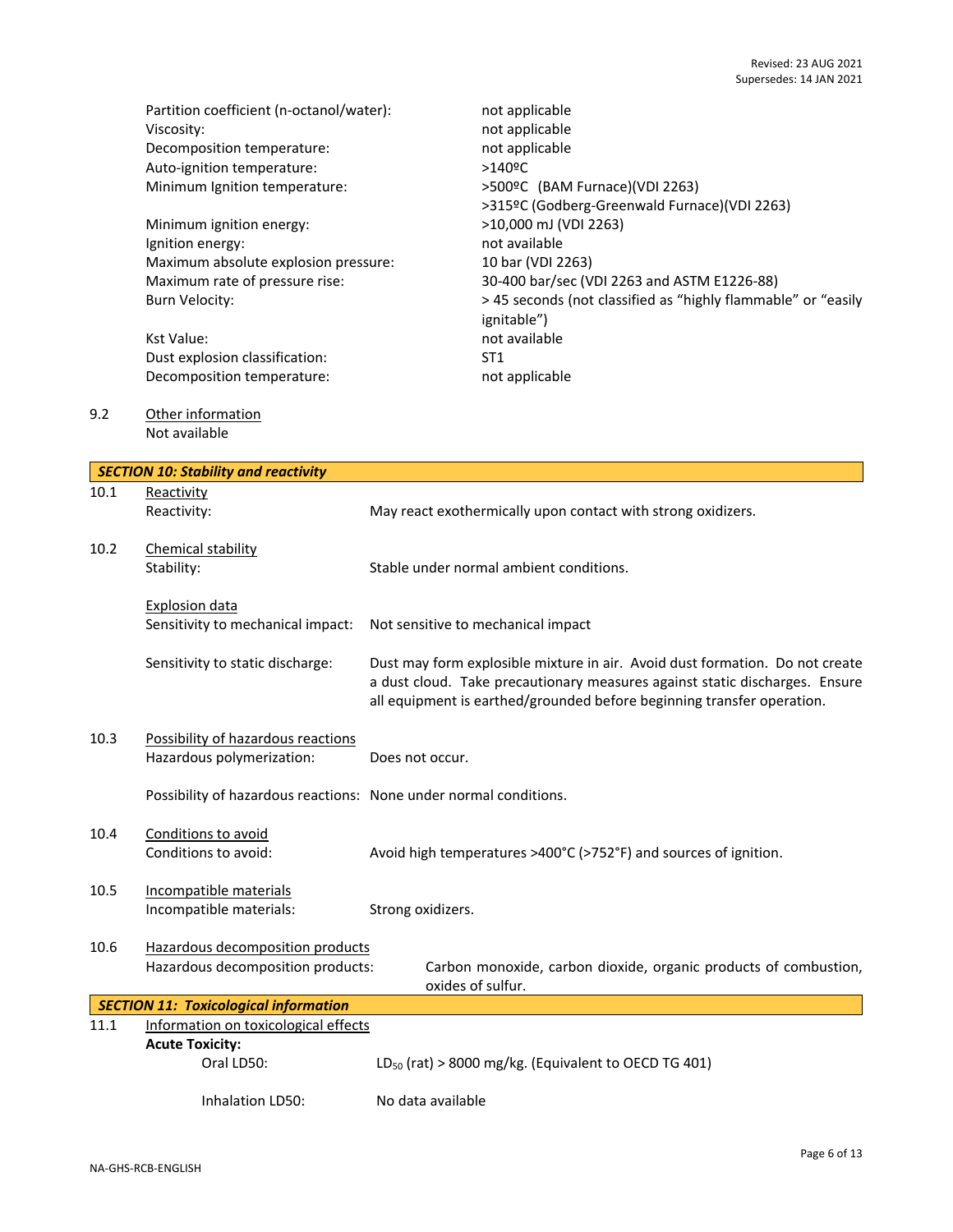| | |
|---|---|
| Partition coefficient (n-octanol/water): | not applicable |
| Viscosity: | not applicable |
| Decomposition temperature: | not applicable |
| Auto-ignition temperature: | >140ºC |
| Minimum Ignition temperature: | >500ºC (BAM Furnace)(VDI 2263)<br>>315ºC (Godberg-Greenwald Furnace)(VDI 2263) |
| Minimum ignition energy: | >10,000 mJ (VDI 2263) |
| Ignition energy: | not available |
| Maximum absolute explosion pressure: | 10 bar (VDI 2263) |
| Maximum rate of pressure rise: | 30-400 bar/sec (VDI 2263 and ASTM E1226-88) |
| Burn Velocity: | > 45 seconds (not classified as "highly flammable" or "easily ignitable") |
| Kst Value: | not available |
| Dust explosion classification: | ST1 |
| Decomposition temperature: | not applicable |

9.2 Other information

Not available

## SECTION 10: Stability and reactivity

10.1 Reactivity

Reactivity: May react exothermically upon contact with strong oxidizers.

10.2 Chemical stability

Stability: Stable under normal ambient conditions.

Explosion data

Sensitivity to mechanical impact: Not sensitive to mechanical impact

Sensitivity to static discharge: Dust may form explosible mixture in air. Avoid dust formation. Do not create a dust cloud. Take precautionary measures against static discharges. Ensure all equipment is earthed/grounded before beginning transfer operation.

10.3 Possibility of hazardous reactions

Hazardous polymerization: Does not occur.

Possibility of hazardous reactions: None under normal conditions.

10.4 Conditions to avoid

Conditions to avoid: Avoid high temperatures >400°C (>752°F) and sources of ignition.

10.5 Incompatible materials

Incompatible materials: Strong oxidizers.

10.6 Hazardous decomposition products

Hazardous decomposition products: Carbon monoxide, carbon dioxide, organic products of combustion, oxides of sulfur.

## SECTION 11: Toxicological information

11.1 Information on toxicological effects

**Acute Toxicity:**

Oral LD50: $LD_{50}$ (rat) > 8000 mg/kg. (Equivalent to OECD TG 401)

Inhalation LD50: No data available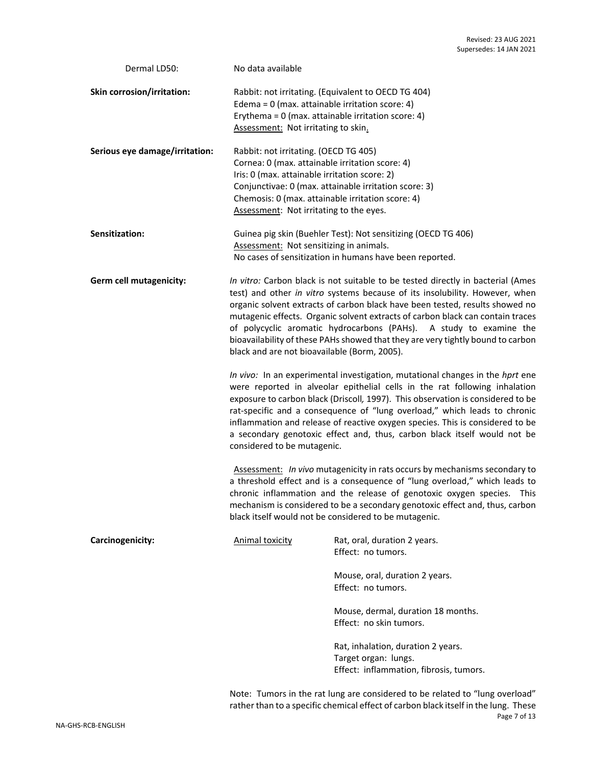Dermal LD50: No data available

**Skin corrosion/irritation:** Rabbit: not irritating. (Equivalent to OECD TG 404)
Edema = 0 (max. attainable irritation score: 4)
Erythema = 0 (max. attainable irritation score: 4)
Assessment: Not irritating to skin.

**Serious eye damage/irritation:** Rabbit: not irritating. (OECD TG 405)
Cornea: 0 (max. attainable irritation score: 4)
Iris: 0 (max. attainable irritation score: 2)
Conjunctivae: 0 (max. attainable irritation score: 3)
Chemosis: 0 (max. attainable irritation score: 4)
Assessment: Not irritating to the eyes.

**Sensitization:** Guinea pig skin (Buehler Test): Not sensitizing (OECD TG 406)
Assessment: Not sensitizing in animals.
No cases of sensitization in humans have been reported.

**Germ cell mutagenicity:** *In vitro:* Carbon black is not suitable to be tested directly in bacterial (Ames test) and other *in vitro* systems because of its insolubility. However, when organic solvent extracts of carbon black have been tested, results showed no mutagenic effects. Organic solvent extracts of carbon black can contain traces of polycyclic aromatic hydrocarbons (PAHs). A study to examine the bioavailability of these PAHs showed that they are very tightly bound to carbon black and are not bioavailable (Borm, 2005).

*In vivo:* In an experimental investigation, mutational changes in the *hprt* ene were reported in alveolar epithelial cells in the rat following inhalation exposure to carbon black (Driscoll, 1997). This observation is considered to be rat-specific and a consequence of "lung overload," which leads to chronic inflammation and release of reactive oxygen species. This is considered to be a secondary genotoxic effect and, thus, carbon black itself would not be considered to be mutagenic.

Assessment: *In vivo* mutagenicity in rats occurs by mechanisms secondary to a threshold effect and is a consequence of "lung overload," which leads to chronic inflammation and the release of genotoxic oxygen species. This mechanism is considered to be a secondary genotoxic effect and, thus, carbon black itself would not be considered to be mutagenic.

**Carcinogenicity:** Animal toxicity

Rat, oral, duration 2 years.
Effect: no tumors.

Mouse, oral, duration 2 years.
Effect: no tumors.

Mouse, dermal, duration 18 months.
Effect: no skin tumors.

Rat, inhalation, duration 2 years.
Target organ: lungs.
Effect: inflammation, fibrosis, tumors.

Note: Tumors in the rat lung are considered to be related to "lung overload" rather than to a specific chemical effect of carbon black itself in the lung. These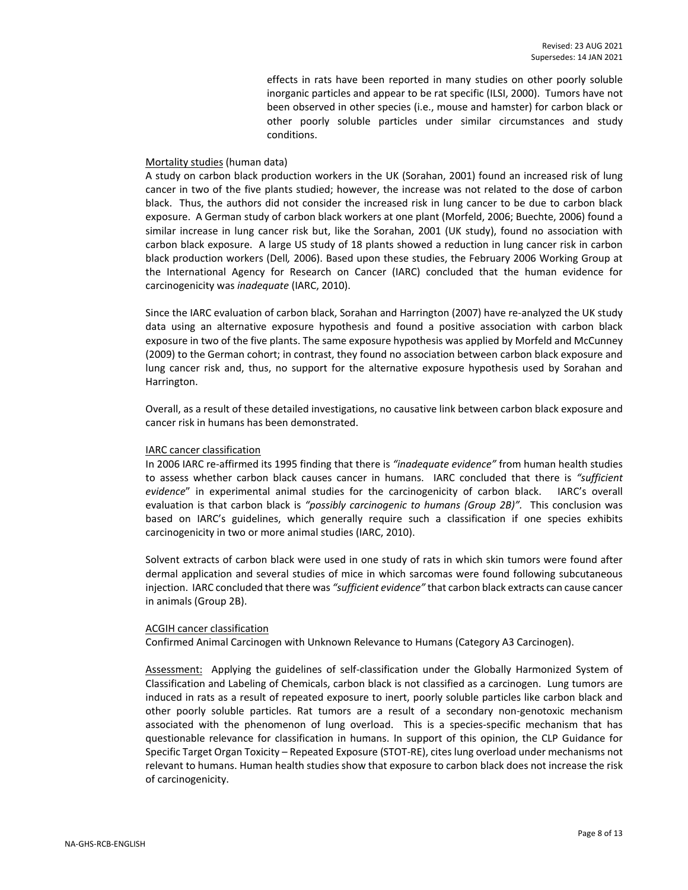effects in rats have been reported in many studies on other poorly soluble inorganic particles and appear to be rat specific (ILSI, 2000). Tumors have not been observed in other species (i.e., mouse and hamster) for carbon black or other poorly soluble particles under similar circumstances and study conditions.

Mortality studies (human data)

A study on carbon black production workers in the UK (Sorahan, 2001) found an increased risk of lung cancer in two of the five plants studied; however, the increase was not related to the dose of carbon black. Thus, the authors did not consider the increased risk in lung cancer to be due to carbon black exposure. A German study of carbon black workers at one plant (Morfeld, 2006; Buechte, 2006) found a similar increase in lung cancer risk but, like the Sorahan, 2001 (UK study), found no association with carbon black exposure. A large US study of 18 plants showed a reduction in lung cancer risk in carbon black production workers (Dell*,* 2006). Based upon these studies, the February 2006 Working Group at the International Agency for Research on Cancer (IARC) concluded that the human evidence for carcinogenicity was *inadequate* (IARC, 2010).

Since the IARC evaluation of carbon black, Sorahan and Harrington (2007) have re-analyzed the UK study data using an alternative exposure hypothesis and found a positive association with carbon black exposure in two of the five plants. The same exposure hypothesis was applied by Morfeld and McCunney (2009) to the German cohort; in contrast, they found no association between carbon black exposure and lung cancer risk and, thus, no support for the alternative exposure hypothesis used by Sorahan and Harrington.

Overall, as a result of these detailed investigations, no causative link between carbon black exposure and cancer risk in humans has been demonstrated.

IARC cancer classification

In 2006 IARC re-affirmed its 1995 finding that there is *"inadequate evidence"* from human health studies to assess whether carbon black causes cancer in humans. IARC concluded that there is *"sufficient evidence*" in experimental animal studies for the carcinogenicity of carbon black. IARC's overall evaluation is that carbon black is *"possibly carcinogenic to humans (Group 2B)".* This conclusion was based on IARC's guidelines, which generally require such a classification if one species exhibits carcinogenicity in two or more animal studies (IARC, 2010).

Solvent extracts of carbon black were used in one study of rats in which skin tumors were found after dermal application and several studies of mice in which sarcomas were found following subcutaneous injection. IARC concluded that there was *"sufficient evidence"* that carbon black extracts can cause cancer in animals (Group 2B).

ACGIH cancer classification

Confirmed Animal Carcinogen with Unknown Relevance to Humans (Category A3 Carcinogen).

Assessment: Applying the guidelines of self-classification under the Globally Harmonized System of Classification and Labeling of Chemicals, carbon black is not classified as a carcinogen. Lung tumors are induced in rats as a result of repeated exposure to inert, poorly soluble particles like carbon black and other poorly soluble particles. Rat tumors are a result of a secondary non-genotoxic mechanism associated with the phenomenon of lung overload. This is a species-specific mechanism that has questionable relevance for classification in humans. In support of this opinion, the CLP Guidance for Specific Target Organ Toxicity – Repeated Exposure (STOT-RE), cites lung overload under mechanisms not relevant to humans. Human health studies show that exposure to carbon black does not increase the risk of carcinogenicity.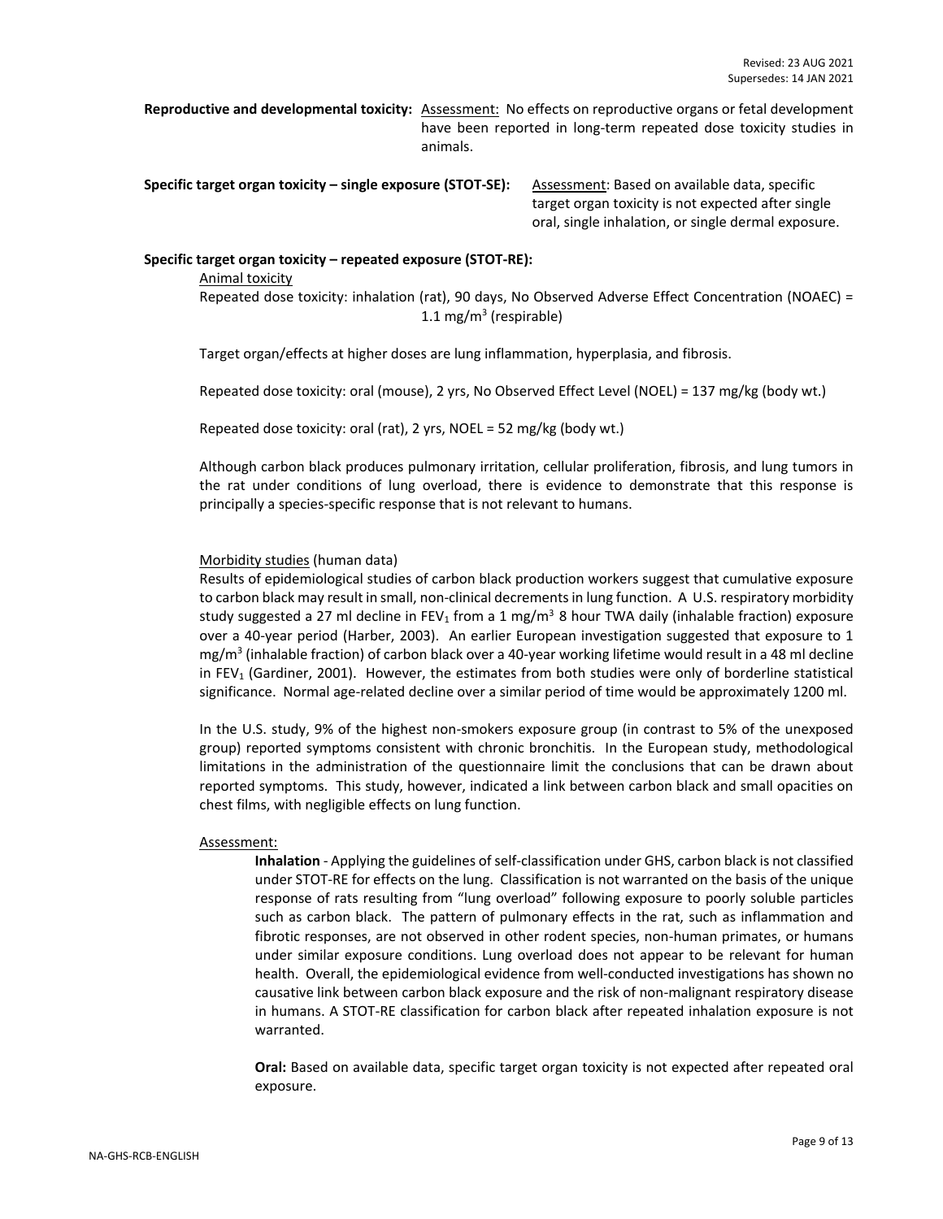**Reproductive and developmental toxicity:** Assessment: No effects on reproductive organs or fetal development have been reported in long-term repeated dose toxicity studies in animals.

**Specific target organ toxicity – single exposure (STOT-SE):** Assessment: Based on available data, specific target organ toxicity is not expected after single oral, single inhalation, or single dermal exposure.

**Specific target organ toxicity – repeated exposure (STOT-RE):**

Animal toxicity

Repeated dose toxicity: inhalation (rat), 90 days, No Observed Adverse Effect Concentration (NOAEC) = 1.1 $mg/m^3$ (respirable)

Target organ/effects at higher doses are lung inflammation, hyperplasia, and fibrosis.

Repeated dose toxicity: oral (mouse), 2 yrs, No Observed Effect Level (NOEL) = 137 mg/kg (body wt.)

Repeated dose toxicity: oral (rat), 2 yrs, NOEL = 52 mg/kg (body wt.)

Although carbon black produces pulmonary irritation, cellular proliferation, fibrosis, and lung tumors in the rat under conditions of lung overload, there is evidence to demonstrate that this response is principally a species-specific response that is not relevant to humans.

Morbidity studies (human data)

Results of epidemiological studies of carbon black production workers suggest that cumulative exposure to carbon black may result in small, non-clinical decrements in lung function. A U.S. respiratory morbidity study suggested a 27 ml decline in $FEV_1$ from a 1 $mg/m^3$ 8 hour TWA daily (inhalable fraction) exposure over a 40-year period (Harber, 2003). An earlier European investigation suggested that exposure to 1 $mg/m^3$ (inhalable fraction) of carbon black over a 40-year working lifetime would result in a 48 ml decline in $FEV_1$ (Gardiner, 2001). However, the estimates from both studies were only of borderline statistical significance. Normal age-related decline over a similar period of time would be approximately 1200 ml.

In the U.S. study, 9% of the highest non-smokers exposure group (in contrast to 5% of the unexposed group) reported symptoms consistent with chronic bronchitis. In the European study, methodological limitations in the administration of the questionnaire limit the conclusions that can be drawn about reported symptoms. This study, however, indicated a link between carbon black and small opacities on chest films, with negligible effects on lung function.

Assessment:

**Inhalation** - Applying the guidelines of self-classification under GHS, carbon black is not classified under STOT-RE for effects on the lung. Classification is not warranted on the basis of the unique response of rats resulting from "lung overload" following exposure to poorly soluble particles such as carbon black. The pattern of pulmonary effects in the rat, such as inflammation and fibrotic responses, are not observed in other rodent species, non-human primates, or humans under similar exposure conditions. Lung overload does not appear to be relevant for human health. Overall, the epidemiological evidence from well-conducted investigations has shown no causative link between carbon black exposure and the risk of non-malignant respiratory disease in humans. A STOT-RE classification for carbon black after repeated inhalation exposure is not warranted.

**Oral:** Based on available data, specific target organ toxicity is not expected after repeated oral exposure.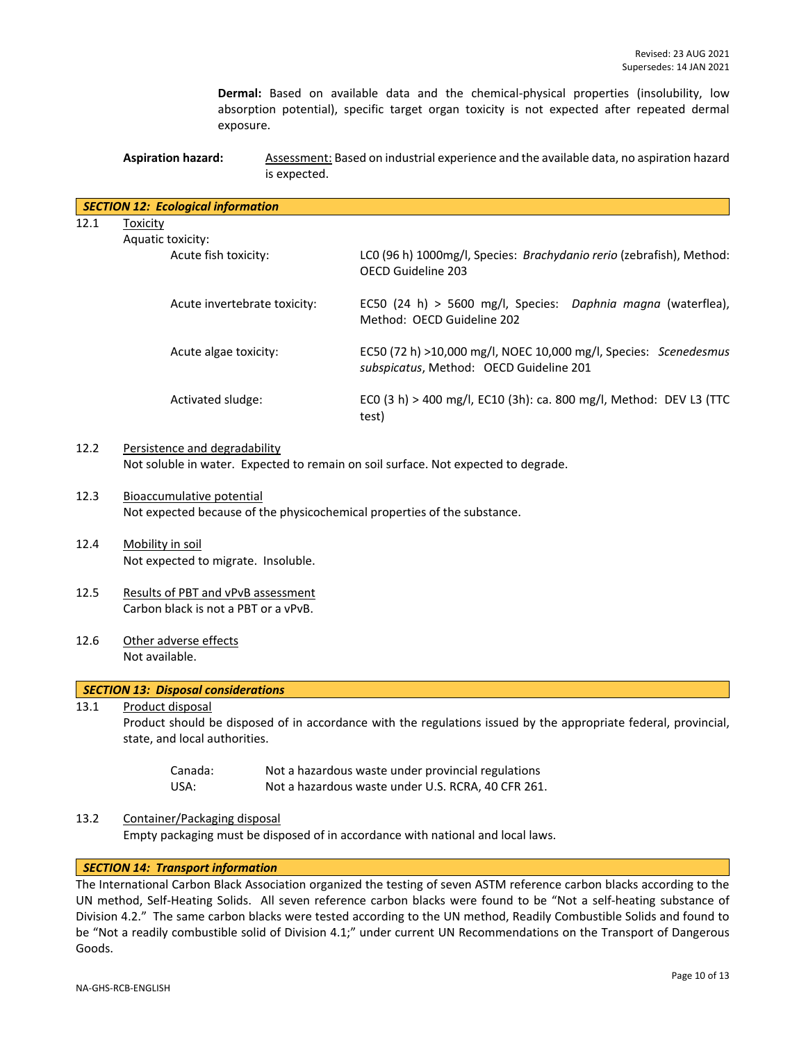**Dermal:** Based on available data and the chemical-physical properties (insolubility, low absorption potential), specific target organ toxicity is not expected after repeated dermal exposure.

**Aspiration hazard:** Assessment: Based on industrial experience and the available data, no aspiration hazard is expected.

## *SECTION 12: Ecological information*

12.1 Toxicity

Aquatic toxicity:

| | |
|---|---|
| Acute fish toxicity: | LC0 (96 h) 1000mg/l, Species: *Brachydanio rerio* (zebrafish), Method: OECD Guideline 203 |
| Acute invertebrate toxicity: | EC50 (24 h) > 5600 mg/l, Species: *Daphnia magna* (waterflea), Method: OECD Guideline 202 |
| Acute algae toxicity: | EC50 (72 h) >10,000 mg/l, NOEC 10,000 mg/l, Species: *Scenedesmus subspicatus*, Method: OECD Guideline 201 |
| Activated sludge: | EC0 (3 h) > 400 mg/l, EC10 (3h): ca. 800 mg/l, Method: DEV L3 (TTC test) |

12.2 Persistence and degradability

Not soluble in water. Expected to remain on soil surface. Not expected to degrade.

12.3 Bioaccumulative potential

Not expected because of the physicochemical properties of the substance.

12.4 Mobility in soil

Not expected to migrate. Insoluble.

12.5 Results of PBT and vPvB assessment

Carbon black is not a PBT or a vPvB.

12.6 Other adverse effects

Not available.

## *SECTION 13: Disposal considerations*

13.1 Product disposal

Product should be disposed of in accordance with the regulations issued by the appropriate federal, provincial, state, and local authorities.

| | |
|---|---|
| Canada: | Not a hazardous waste under provincial regulations |
| USA: | Not a hazardous waste under U.S. RCRA, 40 CFR 261. |

13.2 Container/Packaging disposal

Empty packaging must be disposed of in accordance with national and local laws.

## *SECTION 14: Transport information*

The International Carbon Black Association organized the testing of seven ASTM reference carbon blacks according to the UN method, Self-Heating Solids. All seven reference carbon blacks were found to be "Not a self-heating substance of Division 4.2." The same carbon blacks were tested according to the UN method, Readily Combustible Solids and found to be "Not a readily combustible solid of Division 4.1;" under current UN Recommendations on the Transport of Dangerous Goods.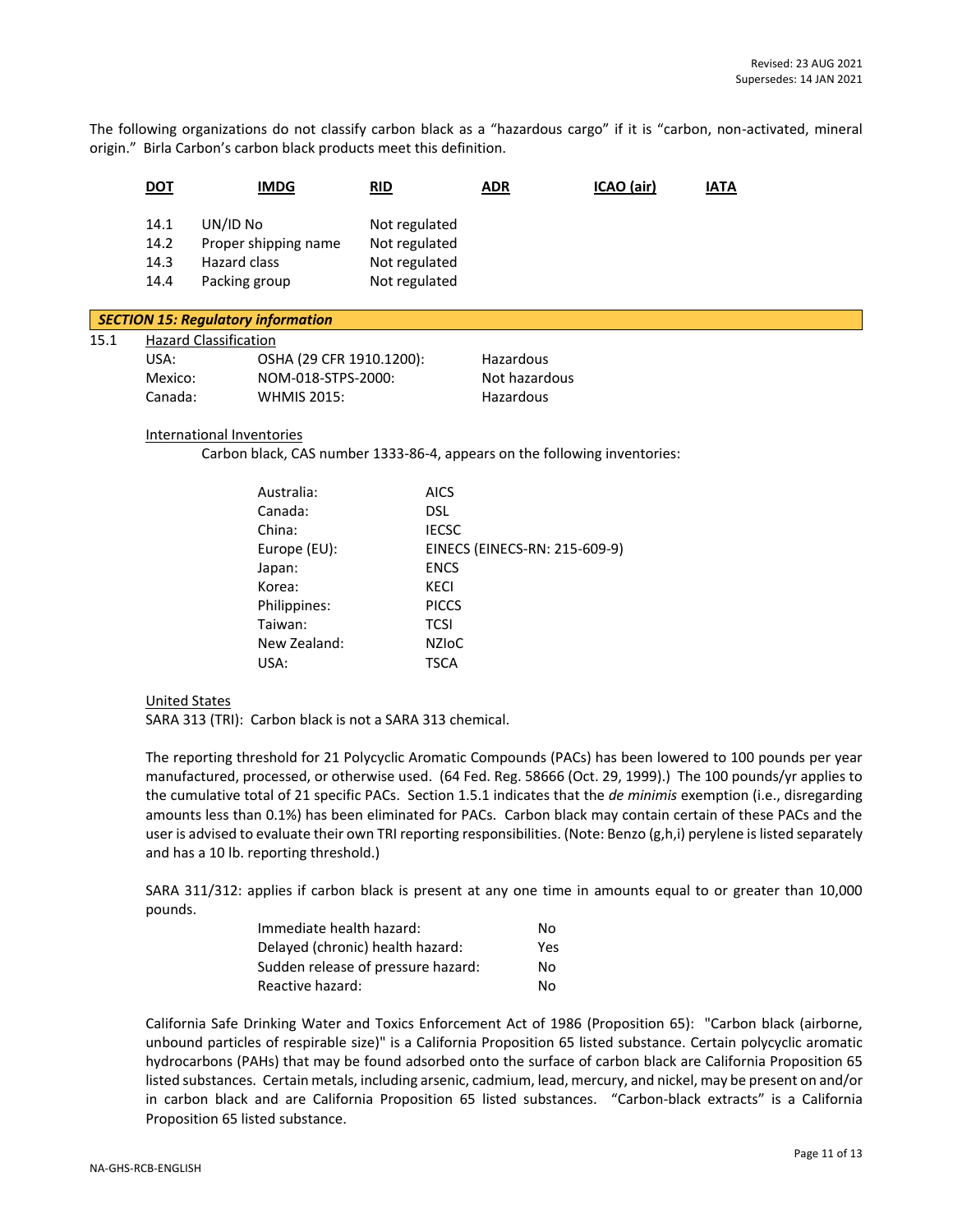The following organizations do not classify carbon black as a "hazardous cargo" if it is "carbon, non-activated, mineral origin." Birla Carbon's carbon black products meet this definition.

| DOT | IMDG | RID | ADR | ICAO (air) | IATA |
|---|---|---|---|---|---|

| | | |
|---|---|---|
| 14.1 | UN/ID No | Not regulated |
| 14.2 | Proper shipping name | Not regulated |
| 14.3 | Hazard class | Not regulated |
| 14.4 | Packing group | Not regulated |

## *SECTION 15: Regulatory information*

15.1 Hazard Classification

| | | |
|---|---|---|
| USA: | OSHA (29 CFR 1910.1200): | Hazardous |
| Mexico: | NOM-018-STPS-2000: | Not hazardous |
| Canada: | WHMIS 2015: | Hazardous |

International Inventories

Carbon black, CAS number 1333-86-4, appears on the following inventories:

| | |
|---|---|
| Australia: | AICS |
| Canada: | DSL |
| China: | IECSC |
| Europe (EU): | EINECS (EINECS-RN: 215-609-9) |
| Japan: | ENCS |
| Korea: | KECI |
| Philippines: | PICCS |
| Taiwan: | TCSI |
| New Zealand: | NZIoC |
| USA: | TSCA |

United States

SARA 313 (TRI): Carbon black is not a SARA 313 chemical.

The reporting threshold for 21 Polycyclic Aromatic Compounds (PACs) has been lowered to 100 pounds per year manufactured, processed, or otherwise used. (64 Fed. Reg. 58666 (Oct. 29, 1999).) The 100 pounds/yr applies to the cumulative total of 21 specific PACs. Section 1.5.1 indicates that the *de minimis* exemption (i.e., disregarding amounts less than 0.1%) has been eliminated for PACs. Carbon black may contain certain of these PACs and the user is advised to evaluate their own TRI reporting responsibilities. (Note: Benzo (g,h,i) perylene is listed separately and has a 10 lb. reporting threshold.)

SARA 311/312: applies if carbon black is present at any one time in amounts equal to or greater than 10,000 pounds.

| | |
|---|---|
| Immediate health hazard: | No |
| Delayed (chronic) health hazard: | Yes |
| Sudden release of pressure hazard: | No |
| Reactive hazard: | No |

California Safe Drinking Water and Toxics Enforcement Act of 1986 (Proposition 65): "Carbon black (airborne, unbound particles of respirable size)" is a California Proposition 65 listed substance. Certain polycyclic aromatic hydrocarbons (PAHs) that may be found adsorbed onto the surface of carbon black are California Proposition 65 listed substances. Certain metals, including arsenic, cadmium, lead, mercury, and nickel, may be present on and/or in carbon black and are California Proposition 65 listed substances. "Carbon-black extracts" is a California Proposition 65 listed substance.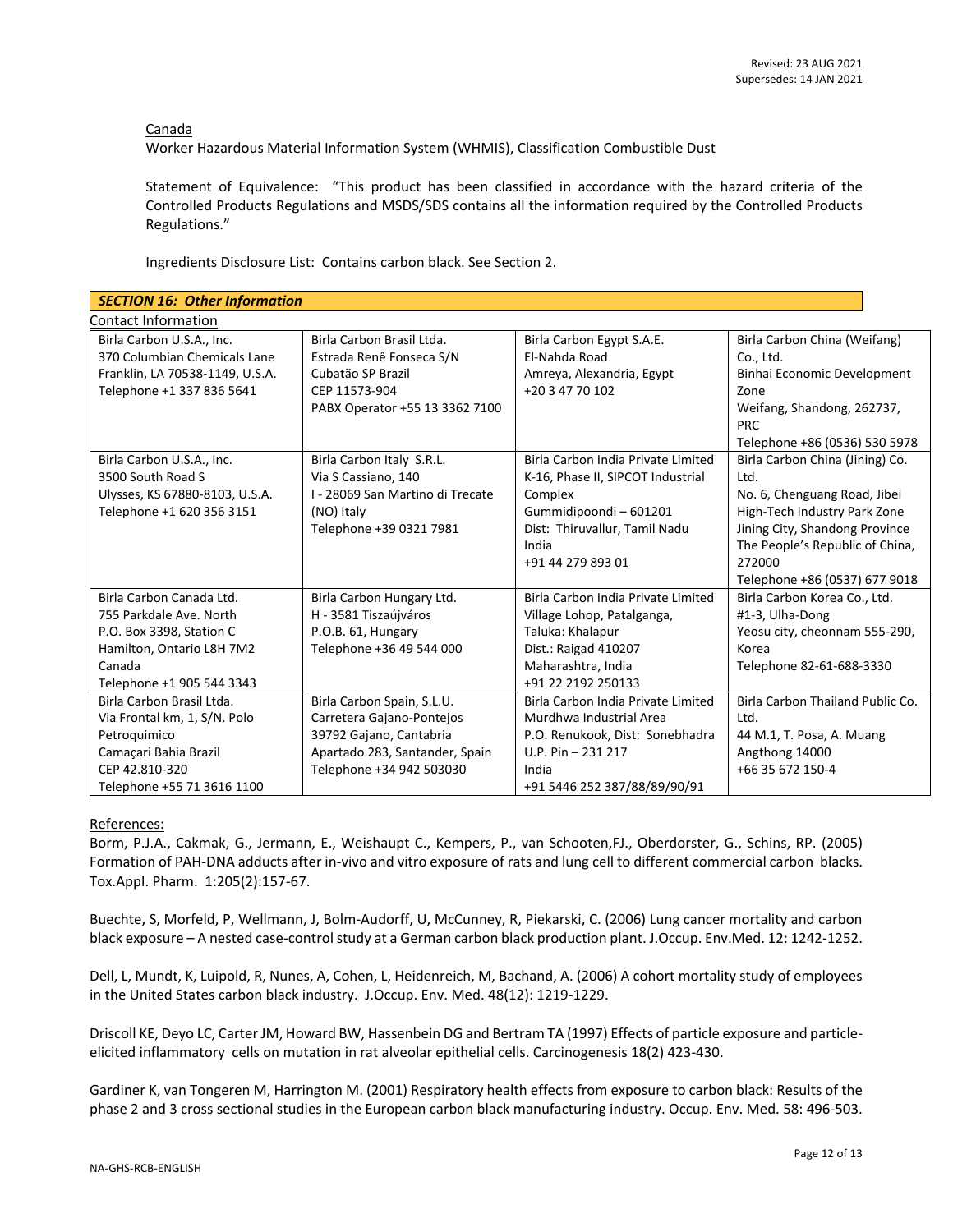Canada

Worker Hazardous Material Information System (WHMIS), Classification Combustible Dust

Statement of Equivalence: "This product has been classified in accordance with the hazard criteria of the Controlled Products Regulations and MSDS/SDS contains all the information required by the Controlled Products Regulations."

Ingredients Disclosure List: Contains carbon black. See Section 2.

## *SECTION 16: Other Information*

Contact Information

| | | | |
|---|---|---|---|
| Birla Carbon U.S.A., Inc.<br>370 Columbian Chemicals Lane<br>Franklin, LA 70538-1149, U.S.A.<br>Telephone +1 337 836 5641 | Birla Carbon Brasil Ltda.<br>Estrada Renê Fonseca S/N<br>Cubatão SP Brazil<br>CEP 11573-904<br>PABX Operator +55 13 3362 7100 | Birla Carbon Egypt S.A.E.<br>El-Nahda Road<br>Amreya, Alexandria, Egypt<br>+20 3 47 70 102 | Birla Carbon China (Weifang) Co., Ltd.<br>Binhai Economic Development Zone<br>Weifang, Shandong, 262737, PRC<br>Telephone +86 (0536) 530 5978 |
| Birla Carbon U.S.A., Inc.<br>3500 South Road S<br>Ulysses, KS 67880-8103, U.S.A.<br>Telephone +1 620 356 3151 | Birla Carbon Italy S.R.L.<br>Via S Cassiano, 140<br>I - 28069 San Martino di Trecate (NO) Italy<br>Telephone +39 0321 7981 | Birla Carbon India Private Limited<br>K-16, Phase II, SIPCOT Industrial Complex<br>Gummidipoondi – 601201<br>Dist: Thiruvallur, Tamil Nadu<br>India<br>+91 44 279 893 01 | Birla Carbon China (Jining) Co. Ltd.<br>No. 6, Chenguang Road, Jibei High-Tech Industry Park Zone<br>Jining City, Shandong Province<br>The People's Republic of China, 272000<br>Telephone +86 (0537) 677 9018 |
| Birla Carbon Canada Ltd.<br>755 Parkdale Ave. North<br>P.O. Box 3398, Station C<br>Hamilton, Ontario L8H 7M2<br>Canada<br>Telephone +1 905 544 3343 | Birla Carbon Hungary Ltd.<br>H - 3581 Tiszaújváros<br>P.O.B. 61, Hungary<br>Telephone +36 49 544 000 | Birla Carbon India Private Limited<br>Village Lohop, Patalganga,<br>Taluka: Khalapur<br>Dist.: Raigad 410207<br>Maharashtra, India<br>+91 22 2192 250133 | Birla Carbon Korea Co., Ltd.<br>#1-3, Ulha-Dong<br>Yeosu city, cheonnam 555-290, Korea<br>Telephone 82-61-688-3330 |
| Birla Carbon Brasil Ltda.<br>Via Frontal km, 1, S/N. Polo Petroquimico<br>Camaçari Bahia Brazil<br>CEP 42.810-320<br>Telephone +55 71 3616 1100 | Birla Carbon Spain, S.L.U.<br>Carretera Gajano-Pontejos<br>39792 Gajano, Cantabria<br>Apartado 283, Santander, Spain<br>Telephone +34 942 503030 | Birla Carbon India Private Limited<br>Murdhwa Industrial Area<br>P.O. Renukook, Dist: Sonebhadra<br>U.P. Pin – 231 217<br>India<br>+91 5446 252 387/88/89/90/91 | Birla Carbon Thailand Public Co. Ltd.<br>44 M.1, T. Posa, A. Muang<br>Angthong 14000<br>+66 35 672 150-4 |

References:

Borm, P.J.A., Cakmak, G., Jermann, E., Weishaupt C., Kempers, P., van Schooten,FJ., Oberdorster, G., Schins, RP. (2005) Formation of PAH-DNA adducts after in-vivo and vitro exposure of rats and lung cell to different commercial carbon blacks. Tox.Appl. Pharm. 1:205(2):157-67.

Buechte, S, Morfeld, P, Wellmann, J, Bolm-Audorff, U, McCunney, R, Piekarski, C. (2006) Lung cancer mortality and carbon black exposure – A nested case-control study at a German carbon black production plant. J.Occup. Env.Med. 12: 1242-1252.

Dell, L, Mundt, K, Luipold, R, Nunes, A, Cohen, L, Heidenreich, M, Bachand, A. (2006) A cohort mortality study of employees in the United States carbon black industry. J.Occup. Env. Med. 48(12): 1219-1229.

Driscoll KE, Deyo LC, Carter JM, Howard BW, Hassenbein DG and Bertram TA (1997) Effects of particle exposure and particle-elicited inflammatory cells on mutation in rat alveolar epithelial cells. Carcinogenesis 18(2) 423-430.

Gardiner K, van Tongeren M, Harrington M. (2001) Respiratory health effects from exposure to carbon black: Results of the phase 2 and 3 cross sectional studies in the European carbon black manufacturing industry. Occup. Env. Med. 58: 496-503.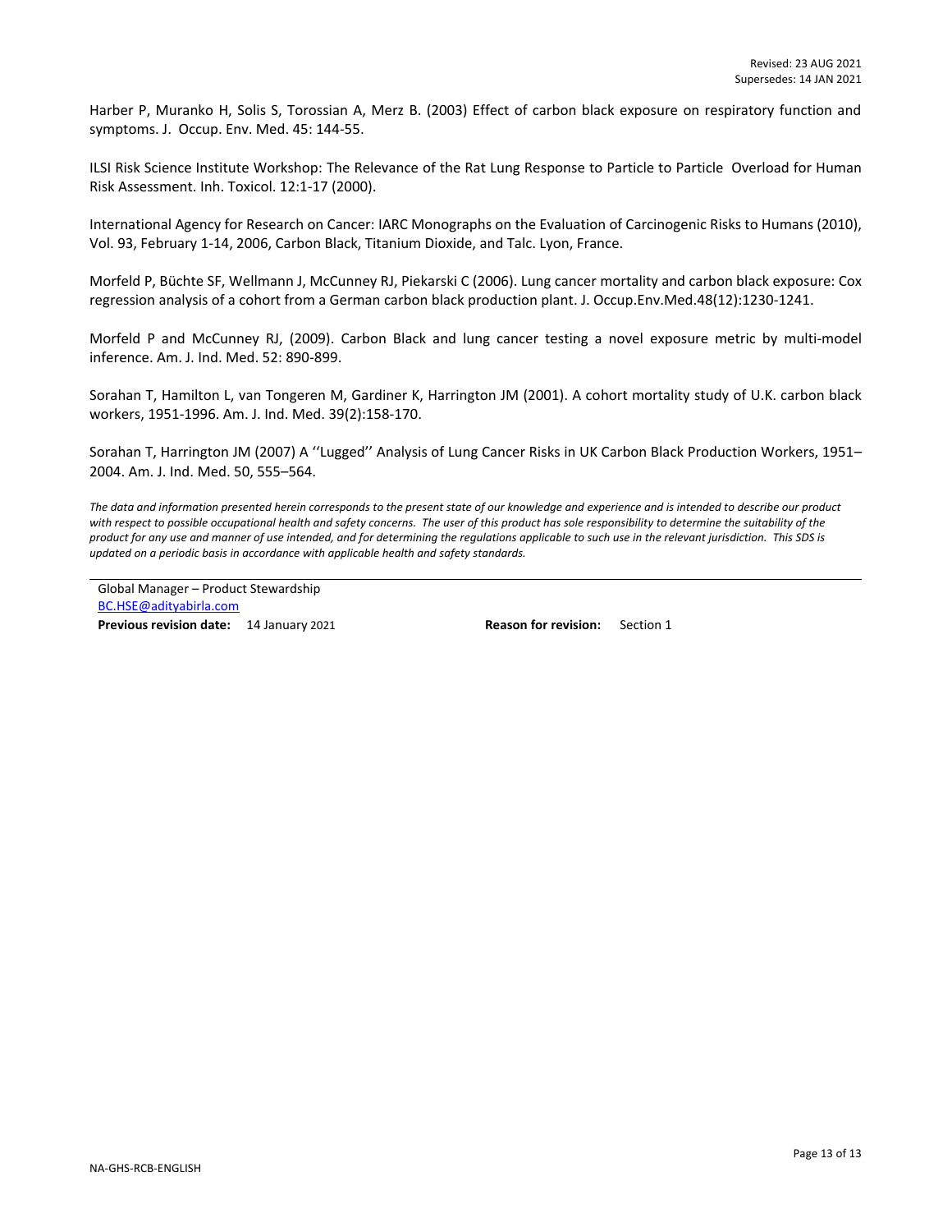Harber P, Muranko H, Solis S, Torossian A, Merz B. (2003) Effect of carbon black exposure on respiratory function and symptoms. J. Occup. Env. Med. 45: 144-55.

ILSI Risk Science Institute Workshop: The Relevance of the Rat Lung Response to Particle to Particle Overload for Human Risk Assessment. Inh. Toxicol. 12:1-17 (2000).

International Agency for Research on Cancer: IARC Monographs on the Evaluation of Carcinogenic Risks to Humans (2010), Vol. 93, February 1-14, 2006, Carbon Black, Titanium Dioxide, and Talc. Lyon, France.

Morfeld P, Büchte SF, Wellmann J, McCunney RJ, Piekarski C (2006). Lung cancer mortality and carbon black exposure: Cox regression analysis of a cohort from a German carbon black production plant. J. Occup.Env.Med.48(12):1230-1241.

Morfeld P and McCunney RJ, (2009). Carbon Black and lung cancer testing a novel exposure metric by multi-model inference. Am. J. Ind. Med. 52: 890-899.

Sorahan T, Hamilton L, van Tongeren M, Gardiner K, Harrington JM (2001). A cohort mortality study of U.K. carbon black workers, 1951-1996. Am. J. Ind. Med. 39(2):158-170.

Sorahan T, Harrington JM (2007) A ''Lugged'' Analysis of Lung Cancer Risks in UK Carbon Black Production Workers, 1951–2004. Am. J. Ind. Med. 50, 555–564.

*The data and information presented herein corresponds to the present state of our knowledge and experience and is intended to describe our product with respect to possible occupational health and safety concerns. The user of this product has sole responsibility to determine the suitability of the product for any use and manner of use intended, and for determining the regulations applicable to such use in the relevant jurisdiction. This SDS is updated on a periodic basis in accordance with applicable health and safety standards.*

---

Global Manager – Product Stewardship
BC.HSE@adityabirla.com
**Previous revision date:** 14 January 2021 **Reason for revision:** Section 1